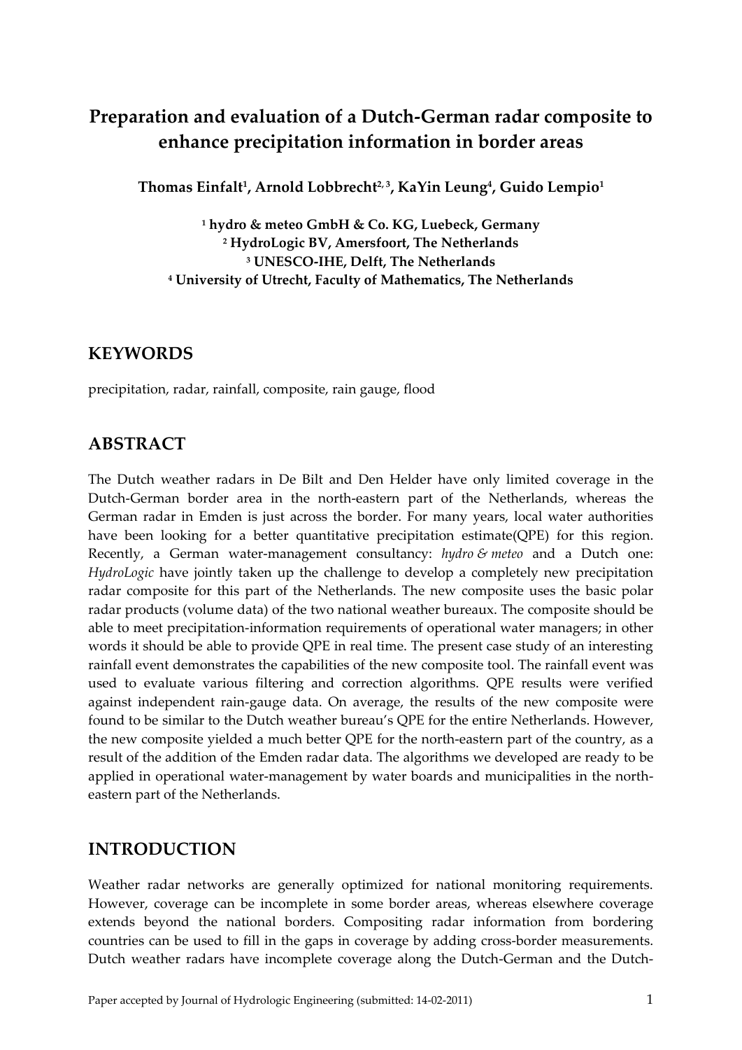# Preparation and evaluation of a Dutch-German radar composite to enhance precipitation information in border areas

**Thomas Einfalt[1], Arnold Lobbrecht[2, 3], KaYin Leung[4], Guido Lempio[1]**

**[1] hydro & meteo GmbH & Co. KG, Luebeck, Germany**
**[2] HydroLogic BV, Amersfoort, The Netherlands**
**[3] UNESCO-IHE, Delft, The Netherlands**
**[4] University of Utrecht, Faculty of Mathematics, The Netherlands**

## KEYWORDS

precipitation, radar, rainfall, composite, rain gauge, flood

## ABSTRACT

The Dutch weather radars in De Bilt and Den Helder have only limited coverage in the Dutch-German border area in the north-eastern part of the Netherlands, whereas the German radar in Emden is just across the border. For many years, local water authorities have been looking for a better quantitative precipitation estimate(QPE) for this region. Recently, a German water-management consultancy: *hydro & meteo* and a Dutch one: *HydroLogic* have jointly taken up the challenge to develop a completely new precipitation radar composite for this part of the Netherlands. The new composite uses the basic polar radar products (volume data) of the two national weather bureaux. The composite should be able to meet precipitation-information requirements of operational water managers; in other words it should be able to provide QPE in real time. The present case study of an interesting rainfall event demonstrates the capabilities of the new composite tool. The rainfall event was used to evaluate various filtering and correction algorithms. QPE results were verified against independent rain-gauge data. On average, the results of the new composite were found to be similar to the Dutch weather bureau's QPE for the entire Netherlands. However, the new composite yielded a much better QPE for the north-eastern part of the country, as a result of the addition of the Emden radar data. The algorithms we developed are ready to be applied in operational water-management by water boards and municipalities in the north-eastern part of the Netherlands.

## INTRODUCTION

Weather radar networks are generally optimized for national monitoring requirements. However, coverage can be incomplete in some border areas, whereas elsewhere coverage extends beyond the national borders. Compositing radar information from bordering countries can be used to fill in the gaps in coverage by adding cross-border measurements. Dutch weather radars have incomplete coverage along the Dutch-German and the Dutch-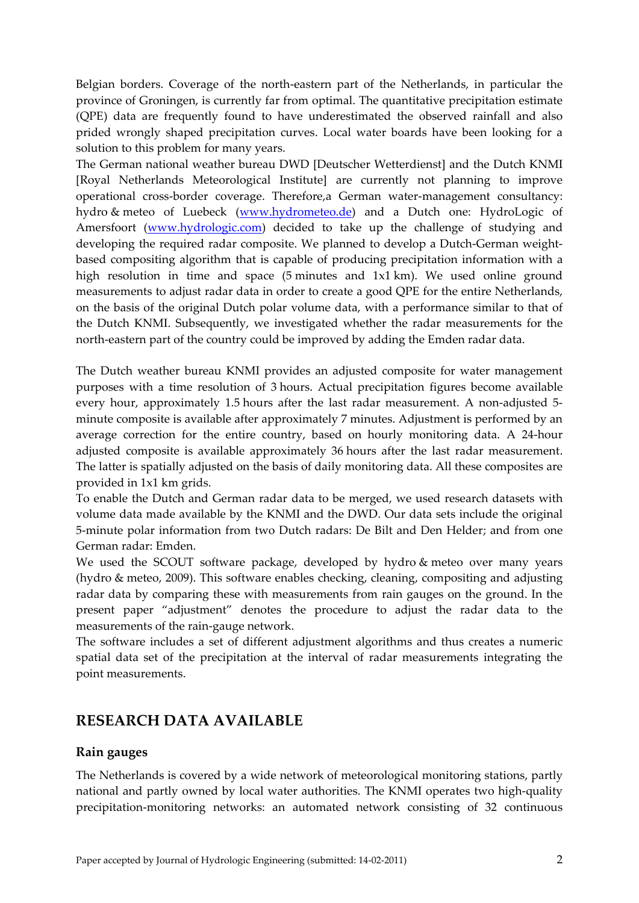Belgian borders. Coverage of the north-eastern part of the Netherlands, in particular the province of Groningen, is currently far from optimal. The quantitative precipitation estimate (QPE) data are frequently found to have underestimated the observed rainfall and also prided wrongly shaped precipitation curves. Local water boards have been looking for a solution to this problem for many years.

The German national weather bureau DWD [Deutscher Wetterdienst] and the Dutch KNMI [Royal Netherlands Meteorological Institute] are currently not planning to improve operational cross-border coverage. Therefore,a German water-management consultancy: hydro & meteo of Luebeck (www.hydrometeo.de) and a Dutch one: HydroLogic of Amersfoort (www.hydrologic.com) decided to take up the challenge of studying and developing the required radar composite. We planned to develop a Dutch-German weight-based compositing algorithm that is capable of producing precipitation information with a high resolution in time and space (5 minutes and 1x1 km). We used online ground measurements to adjust radar data in order to create a good QPE for the entire Netherlands, on the basis of the original Dutch polar volume data, with a performance similar to that of the Dutch KNMI. Subsequently, we investigated whether the radar measurements for the north-eastern part of the country could be improved by adding the Emden radar data.

The Dutch weather bureau KNMI provides an adjusted composite for water management purposes with a time resolution of 3 hours. Actual precipitation figures become available every hour, approximately 1.5 hours after the last radar measurement. A non-adjusted 5-minute composite is available after approximately 7 minutes. Adjustment is performed by an average correction for the entire country, based on hourly monitoring data. A 24-hour adjusted composite is available approximately 36 hours after the last radar measurement. The latter is spatially adjusted on the basis of daily monitoring data. All these composites are provided in 1x1 km grids.

To enable the Dutch and German radar data to be merged, we used research datasets with volume data made available by the KNMI and the DWD. Our data sets include the original 5-minute polar information from two Dutch radars: De Bilt and Den Helder; and from one German radar: Emden.

We used the SCOUT software package, developed by hydro & meteo over many years (hydro & meteo, 2009). This software enables checking, cleaning, compositing and adjusting radar data by comparing these with measurements from rain gauges on the ground. In the present paper "adjustment" denotes the procedure to adjust the radar data to the measurements of the rain-gauge network.

The software includes a set of different adjustment algorithms and thus creates a numeric spatial data set of the precipitation at the interval of radar measurements integrating the point measurements.

## RESEARCH DATA AVAILABLE

### Rain gauges

The Netherlands is covered by a wide network of meteorological monitoring stations, partly national and partly owned by local water authorities. The KNMI operates two high-quality precipitation-monitoring networks: an automated network consisting of 32 continuous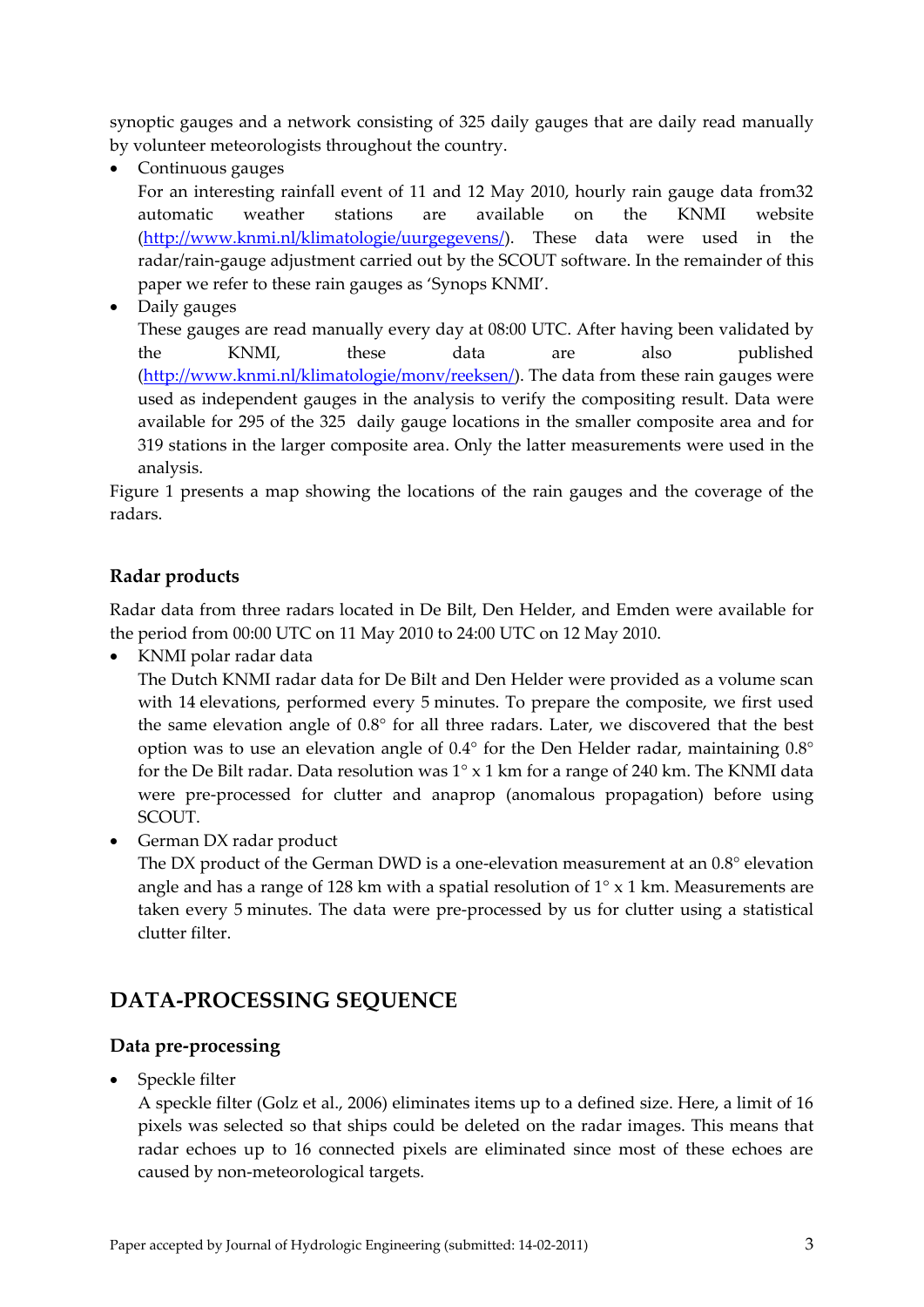synoptic gauges and a network consisting of 325 daily gauges that are daily read manually by volunteer meteorologists throughout the country.

- Continuous gauges
  For an interesting rainfall event of 11 and 12 May 2010, hourly rain gauge data from32 automatic weather stations are available on the KNMI website (http://www.knmi.nl/klimatologie/uurgegevens/). These data were used in the radar/rain-gauge adjustment carried out by the SCOUT software. In the remainder of this paper we refer to these rain gauges as 'Synops KNMI'.
- Daily gauges
  These gauges are read manually every day at 08:00 UTC. After having been validated by the KNMI, these data are also published (http://www.knmi.nl/klimatologie/monv/reeksen/). The data from these rain gauges were used as independent gauges in the analysis to verify the compositing result. Data were available for 295 of the 325 daily gauge locations in the smaller composite area and for 319 stations in the larger composite area. Only the latter measurements were used in the analysis.

Figure 1 presents a map showing the locations of the rain gauges and the coverage of the radars.

### Radar products

Radar data from three radars located in De Bilt, Den Helder, and Emden were available for the period from 00:00 UTC on 11 May 2010 to 24:00 UTC on 12 May 2010.

- KNMI polar radar data
  The Dutch KNMI radar data for De Bilt and Den Helder were provided as a volume scan with 14 elevations, performed every 5 minutes. To prepare the composite, we first used the same elevation angle of 0.8° for all three radars. Later, we discovered that the best option was to use an elevation angle of 0.4° for the Den Helder radar, maintaining 0.8° for the De Bilt radar. Data resolution was 1° x 1 km for a range of 240 km. The KNMI data were pre-processed for clutter and anaprop (anomalous propagation) before using SCOUT.
- German DX radar product
  The DX product of the German DWD is a one-elevation measurement at an 0.8° elevation angle and has a range of 128 km with a spatial resolution of 1° x 1 km. Measurements are taken every 5 minutes. The data were pre-processed by us for clutter using a statistical clutter filter.

## DATA-PROCESSING SEQUENCE

### Data pre-processing

- Speckle filter
  A speckle filter (Golz et al., 2006) eliminates items up to a defined size. Here, a limit of 16 pixels was selected so that ships could be deleted on the radar images. This means that radar echoes up to 16 connected pixels are eliminated since most of these echoes are caused by non-meteorological targets.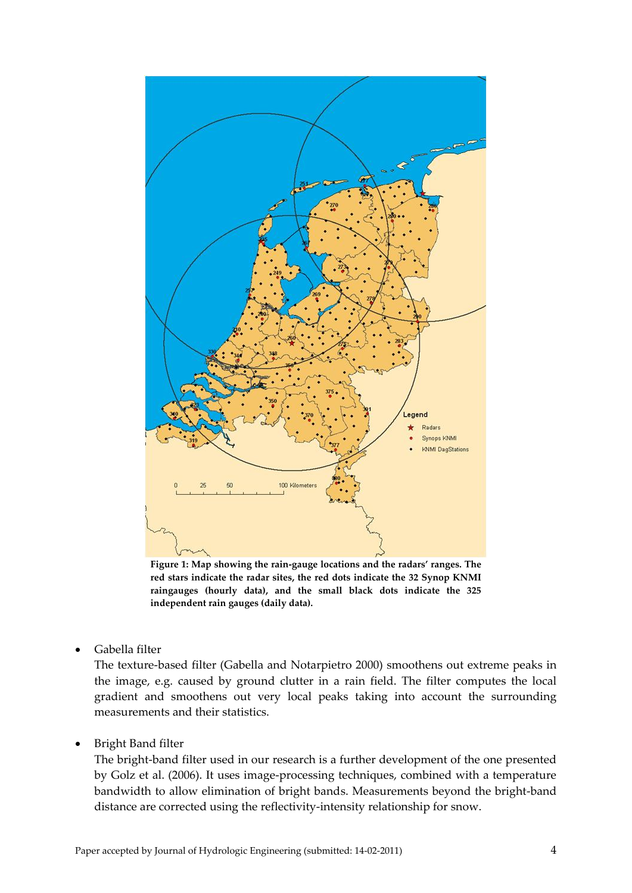**Figure 1: Map showing the rain-gauge locations and the radars' ranges. The red stars indicate the radar sites, the red dots indicate the 32 Synop KNMI raingauges (hourly data), and the small black dots indicate the 325 independent rain gauges (daily data).**

- Gabella filter
  The texture-based filter (Gabella and Notarpietro 2000) smoothens out extreme peaks in the image, e.g. caused by ground clutter in a rain field. The filter computes the local gradient and smoothens out very local peaks taking into account the surrounding measurements and their statistics.

- Bright Band filter
  The bright-band filter used in our research is a further development of the one presented by Golz et al. (2006). It uses image-processing techniques, combined with a temperature bandwidth to allow elimination of bright bands. Measurements beyond the bright-band distance are corrected using the reflectivity-intensity relationship for snow.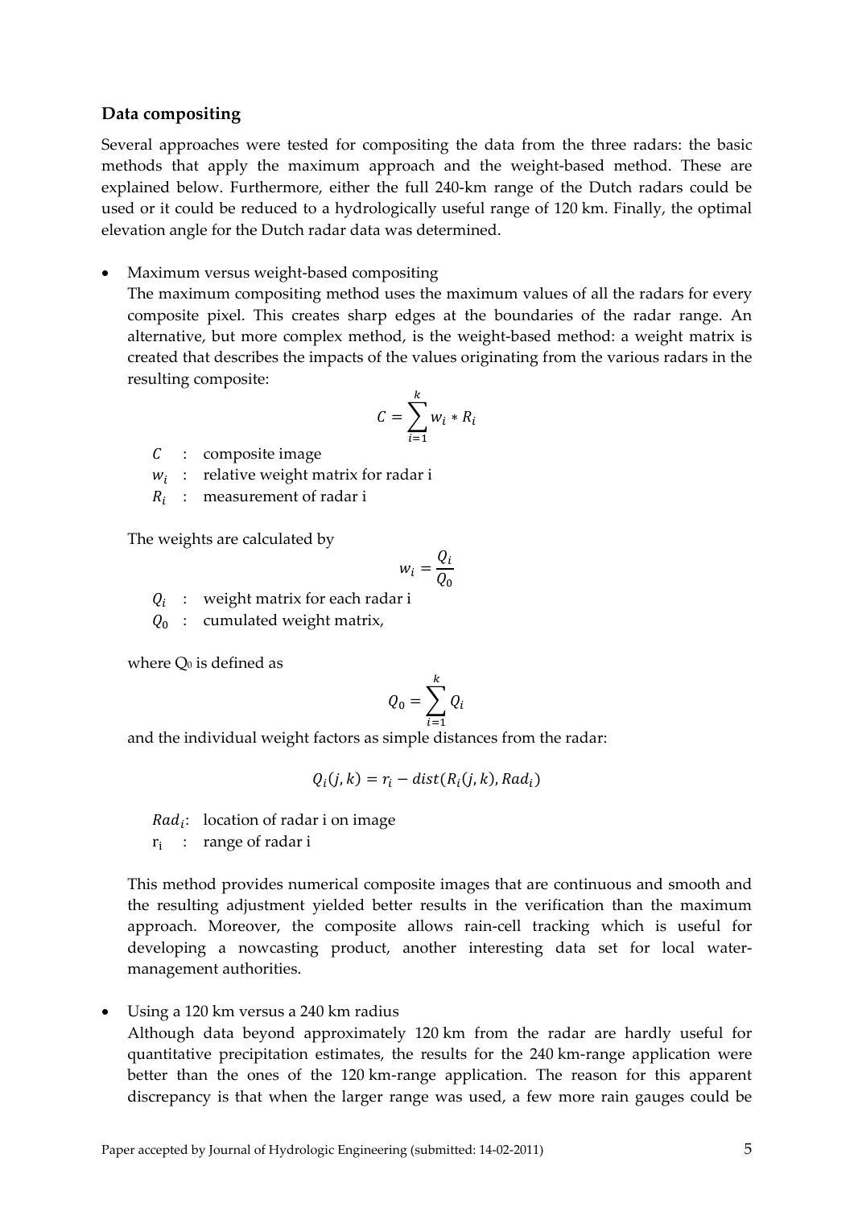### Data compositing

Several approaches were tested for compositing the data from the three radars: the basic methods that apply the maximum approach and the weight-based method. These are explained below. Furthermore, either the full 240-km range of the Dutch radars could be used or it could be reduced to a hydrologically useful range of 120 km. Finally, the optimal elevation angle for the Dutch radar data was determined.

- Maximum versus weight-based compositing

  The maximum compositing method uses the maximum values of all the radars for every composite pixel. This creates sharp edges at the boundaries of the radar range. An alternative, but more complex method, is the weight-based method: a weight matrix is created that describes the impacts of the values originating from the various radars in the resulting composite:

  $$C = \sum_{i=1}^{k} w_i * R_i$$

  $C$ : composite image

  $w_i$ : relative weight matrix for radar i

  $R_i$ : measurement of radar i

  The weights are calculated by

  $$w_i = \frac{Q_i}{Q_0}$$

  $Q_i$ : weight matrix for each radar i

  $Q_0$ : cumulated weight matrix,

  where $Q_0$ is defined as

  $$Q_0 = \sum_{i=1}^{k} Q_i$$

  and the individual weight factors as simple distances from the radar:

  $$Q_i(j,k) = r_i - dist(R_i(j,k), Rad_i)$$

  $Rad_i$: location of radar i on image

  $r_i$ : range of radar i

  This method provides numerical composite images that are continuous and smooth and the resulting adjustment yielded better results in the verification than the maximum approach. Moreover, the composite allows rain-cell tracking which is useful for developing a nowcasting product, another interesting data set for local water-management authorities.

- Using a 120 km versus a 240 km radius

  Although data beyond approximately 120 km from the radar are hardly useful for quantitative precipitation estimates, the results for the 240 km-range application were better than the ones of the 120 km-range application. The reason for this apparent discrepancy is that when the larger range was used, a few more rain gauges could be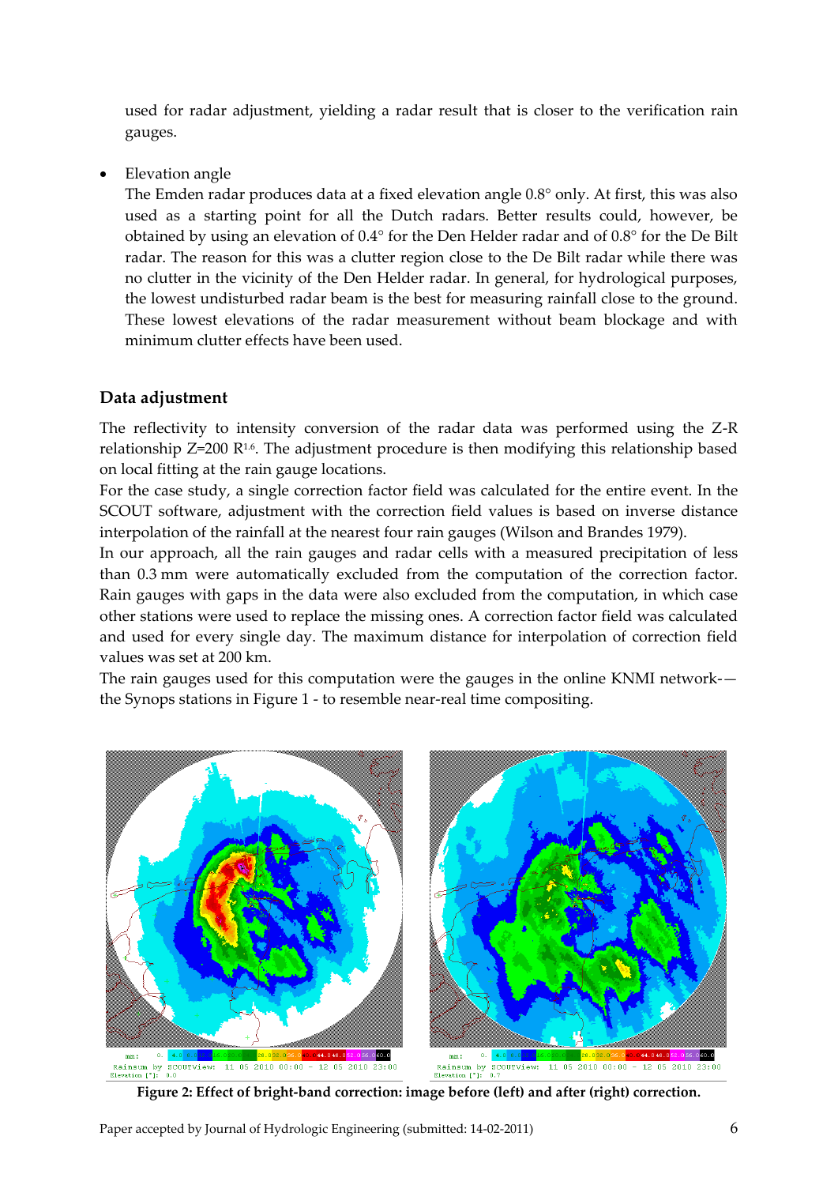used for radar adjustment, yielding a radar result that is closer to the verification rain gauges.

- Elevation angle

  The Emden radar produces data at a fixed elevation angle 0.8° only. At first, this was also used as a starting point for all the Dutch radars. Better results could, however, be obtained by using an elevation of 0.4° for the Den Helder radar and of 0.8° for the De Bilt radar. The reason for this was a clutter region close to the De Bilt radar while there was no clutter in the vicinity of the Den Helder radar. In general, for hydrological purposes, the lowest undisturbed radar beam is the best for measuring rainfall close to the ground. These lowest elevations of the radar measurement without beam blockage and with minimum clutter effects have been used.

## Data adjustment

The reflectivity to intensity conversion of the radar data was performed using the Z-R relationship $Z=200\,R^{1.6}$. The adjustment procedure is then modifying this relationship based on local fitting at the rain gauge locations.

For the case study, a single correction factor field was calculated for the entire event. In the SCOUT software, adjustment with the correction field values is based on inverse distance interpolation of the rainfall at the nearest four rain gauges (Wilson and Brandes 1979).

In our approach, all the rain gauges and radar cells with a measured precipitation of less than 0.3 mm were automatically excluded from the computation of the correction factor. Rain gauges with gaps in the data were also excluded from the computation, in which case other stations were used to replace the missing ones. A correction factor field was calculated and used for every single day. The maximum distance for interpolation of correction field values was set at 200 km.

The rain gauges used for this computation were the gauges in the online KNMI network-— the Synops stations in Figure 1 - to resemble near-real time compositing.

**Figure 2: Effect of bright-band correction: image before (left) and after (right) correction.**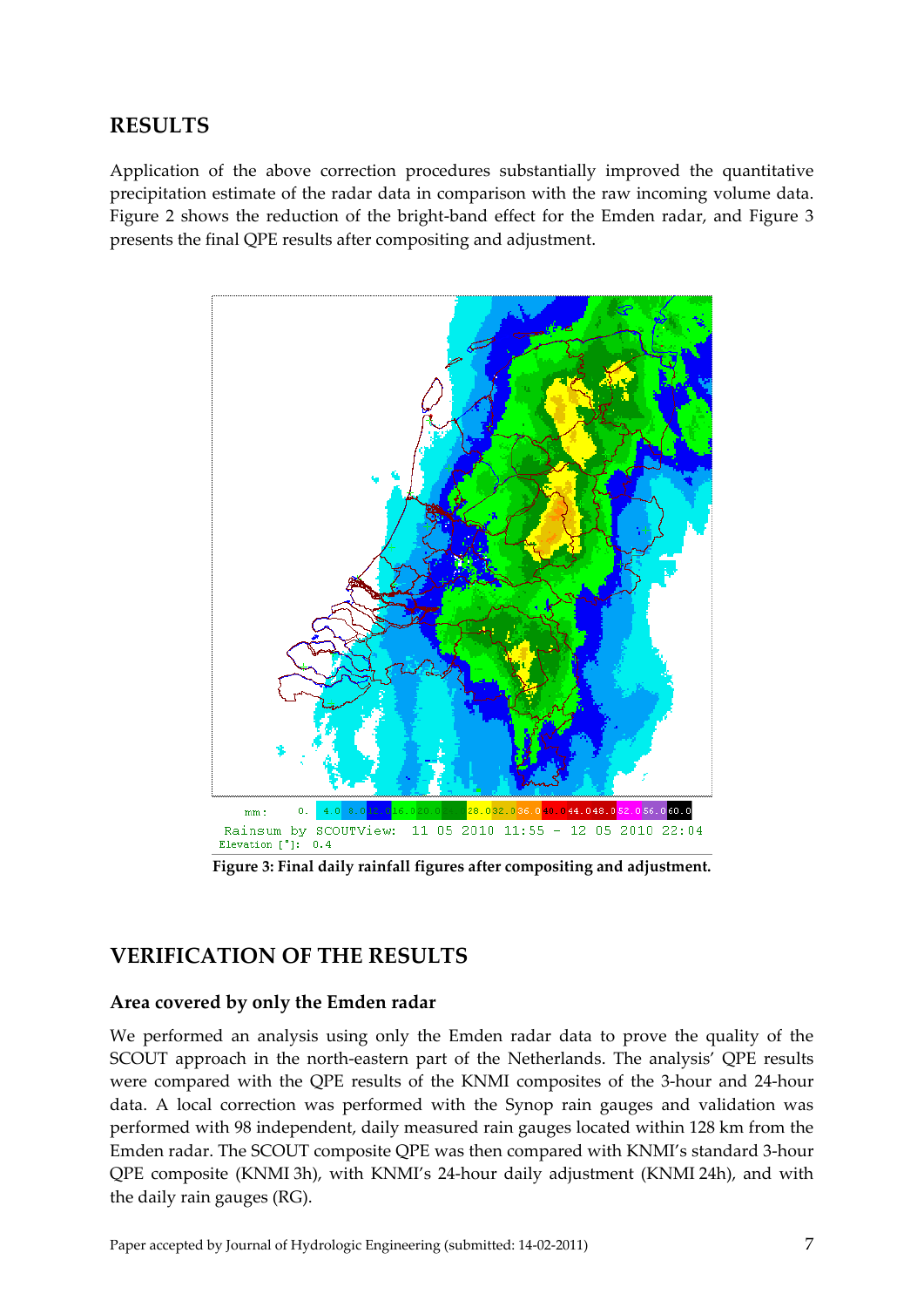## RESULTS

Application of the above correction procedures substantially improved the quantitative precipitation estimate of the radar data in comparison with the raw incoming volume data. Figure 2 shows the reduction of the bright-band effect for the Emden radar, and Figure 3 presents the final QPE results after compositing and adjustment.

**Figure 3: Final daily rainfall figures after compositing and adjustment.**

## VERIFICATION OF THE RESULTS

### Area covered by only the Emden radar

We performed an analysis using only the Emden radar data to prove the quality of the SCOUT approach in the north-eastern part of the Netherlands. The analysis' QPE results were compared with the QPE results of the KNMI composites of the 3-hour and 24-hour data. A local correction was performed with the Synop rain gauges and validation was performed with 98 independent, daily measured rain gauges located within 128 km from the Emden radar. The SCOUT composite QPE was then compared with KNMI's standard 3-hour QPE composite (KNMI 3h), with KNMI's 24-hour daily adjustment (KNMI 24h), and with the daily rain gauges (RG).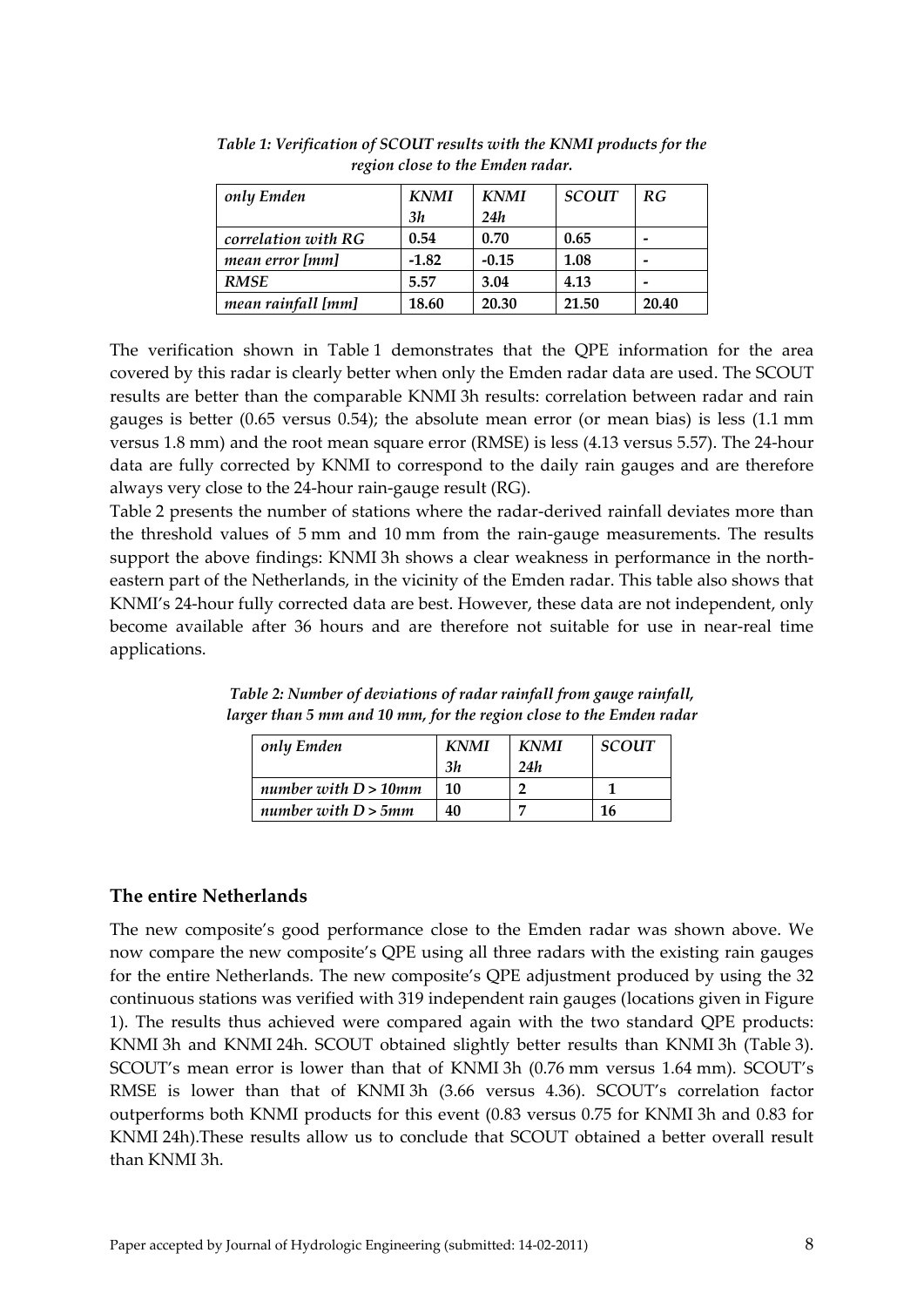*Table 1: Verification of SCOUT results with the KNMI products for the region close to the Emden radar.*

| *only Emden* | *KNMI 3h* | *KNMI 24h* | *SCOUT* | *RG* |
|---|---|---|---|---|
| *correlation with RG* | **0.54** | **0.70** | **0.65** | **-** |
| *mean error [mm]* | **-1.82** | **-0.15** | **1.08** | **-** |
| *RMSE* | **5.57** | **3.04** | **4.13** | **-** |
| *mean rainfall [mm]* | **18.60** | **20.30** | **21.50** | **20.40** |

The verification shown in Table 1 demonstrates that the QPE information for the area covered by this radar is clearly better when only the Emden radar data are used. The SCOUT results are better than the comparable KNMI 3h results: correlation between radar and rain gauges is better (0.65 versus 0.54); the absolute mean error (or mean bias) is less (1.1 mm versus 1.8 mm) and the root mean square error (RMSE) is less (4.13 versus 5.57). The 24-hour data are fully corrected by KNMI to correspond to the daily rain gauges and are therefore always very close to the 24-hour rain-gauge result (RG).

Table 2 presents the number of stations where the radar-derived rainfall deviates more than the threshold values of 5 mm and 10 mm from the rain-gauge measurements. The results support the above findings: KNMI 3h shows a clear weakness in performance in the north-eastern part of the Netherlands, in the vicinity of the Emden radar. This table also shows that KNMI's 24-hour fully corrected data are best. However, these data are not independent, only become available after 36 hours and are therefore not suitable for use in near-real time applications.

*Table 2: Number of deviations of radar rainfall from gauge rainfall, larger than 5 mm and 10 mm, for the region close to the Emden radar*

| *only Emden* | *KNMI 3h* | *KNMI 24h* | *SCOUT* |
|---|---|---|---|
| *number with D > 10mm* | **10** | **2** | **1** |
| *number with D > 5mm* | **40** | **7** | **16** |

## The entire Netherlands

The new composite's good performance close to the Emden radar was shown above. We now compare the new composite's QPE using all three radars with the existing rain gauges for the entire Netherlands. The new composite's QPE adjustment produced by using the 32 continuous stations was verified with 319 independent rain gauges (locations given in Figure 1). The results thus achieved were compared again with the two standard QPE products: KNMI 3h and KNMI 24h. SCOUT obtained slightly better results than KNMI 3h (Table 3). SCOUT's mean error is lower than that of KNMI 3h (0.76 mm versus 1.64 mm). SCOUT's RMSE is lower than that of KNMI 3h (3.66 versus 4.36). SCOUT's correlation factor outperforms both KNMI products for this event (0.83 versus 0.75 for KNMI 3h and 0.83 for KNMI 24h).These results allow us to conclude that SCOUT obtained a better overall result than KNMI 3h.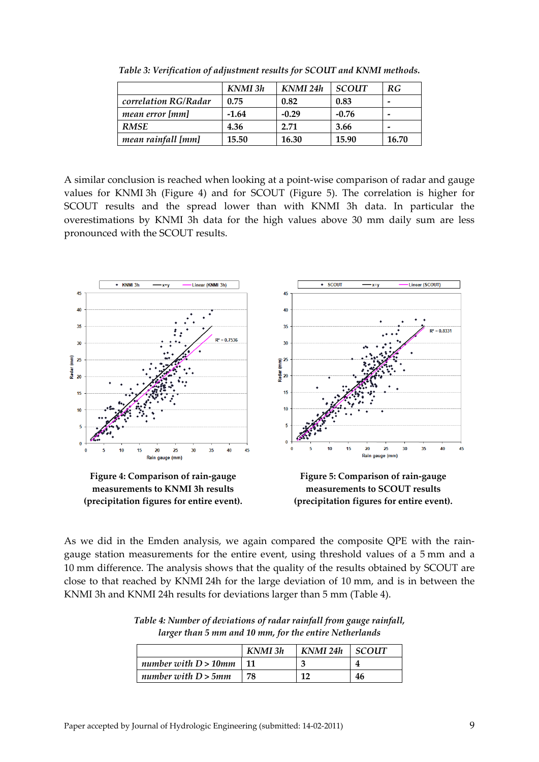*Table 3: Verification of adjustment results for SCOUT and KNMI methods.*

| | KNMI 3h | KNMI 24h | SCOUT | RG |
|---|---|---|---|---|
| *correlation RG/Radar* | **0.75** | **0.82** | **0.83** | **-** |
| *mean error [mm]* | **-1.64** | **-0.29** | **-0.76** | **-** |
| *RMSE* | **4.36** | **2.71** | **3.66** | **-** |
| *mean rainfall [mm]* | **15.50** | **16.30** | **15.90** | **16.70** |

A similar conclusion is reached when looking at a point-wise comparison of radar and gauge values for KNMI 3h (Figure 4) and for SCOUT (Figure 5). The correlation is higher for SCOUT results and the spread lower than with KNMI 3h data. In particular the overestimations by KNMI 3h data for the high values above 30 mm daily sum are less pronounced with the SCOUT results.

**Figure 4: Comparison of rain-gauge measurements to KNMI 3h results (precipitation figures for entire event).**

**Figure 5: Comparison of rain-gauge measurements to SCOUT results (precipitation figures for entire event).**

As we did in the Emden analysis, we again compared the composite QPE with the rain-gauge station measurements for the entire event, using threshold values of a 5 mm and a 10 mm difference. The analysis shows that the quality of the results obtained by SCOUT are close to that reached by KNMI 24h for the large deviation of 10 mm, and is in between the KNMI 3h and KNMI 24h results for deviations larger than 5 mm (Table 4).

*Table 4: Number of deviations of radar rainfall from gauge rainfall, larger than 5 mm and 10 mm, for the entire Netherlands*

| | KNMI 3h | KNMI 24h | SCOUT |
|---|---|---|---|
| *number with D > 10mm* | **11** | **3** | **4** |
| *number with D > 5mm* | **78** | **12** | **46** |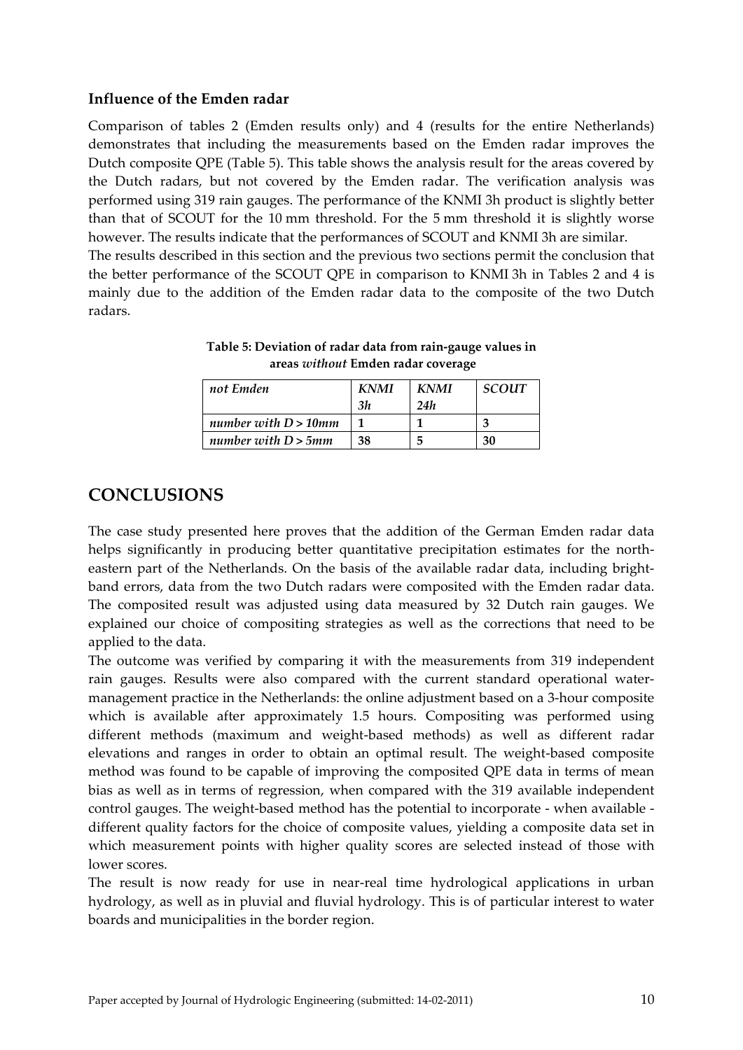### Influence of the Emden radar

Comparison of tables 2 (Emden results only) and 4 (results for the entire Netherlands) demonstrates that including the measurements based on the Emden radar improves the Dutch composite QPE (Table 5). This table shows the analysis result for the areas covered by the Dutch radars, but not covered by the Emden radar. The verification analysis was performed using 319 rain gauges. The performance of the KNMI 3h product is slightly better than that of SCOUT for the 10 mm threshold. For the 5 mm threshold it is slightly worse however. The results indicate that the performances of SCOUT and KNMI 3h are similar.

The results described in this section and the previous two sections permit the conclusion that the better performance of the SCOUT QPE in comparison to KNMI 3h in Tables 2 and 4 is mainly due to the addition of the Emden radar data to the composite of the two Dutch radars.

**Table 5: Deviation of radar data from rain-gauge values in areas *without* Emden radar coverage**

| *not Emden* | *KNMI 3h* | *KNMI 24h* | *SCOUT* |
|---|---|---|---|
| *number with D > 10mm* | **1** | **1** | **3** |
| *number with D > 5mm* | **38** | **5** | **30** |

## CONCLUSIONS

The case study presented here proves that the addition of the German Emden radar data helps significantly in producing better quantitative precipitation estimates for the north-eastern part of the Netherlands. On the basis of the available radar data, including bright-band errors, data from the two Dutch radars were composited with the Emden radar data. The composited result was adjusted using data measured by 32 Dutch rain gauges. We explained our choice of compositing strategies as well as the corrections that need to be applied to the data.

The outcome was verified by comparing it with the measurements from 319 independent rain gauges. Results were also compared with the current standard operational water-management practice in the Netherlands: the online adjustment based on a 3-hour composite which is available after approximately 1.5 hours. Compositing was performed using different methods (maximum and weight-based methods) as well as different radar elevations and ranges in order to obtain an optimal result. The weight-based composite method was found to be capable of improving the composited QPE data in terms of mean bias as well as in terms of regression, when compared with the 319 available independent control gauges. The weight-based method has the potential to incorporate - when available - different quality factors for the choice of composite values, yielding a composite data set in which measurement points with higher quality scores are selected instead of those with lower scores.

The result is now ready for use in near-real time hydrological applications in urban hydrology, as well as in pluvial and fluvial hydrology. This is of particular interest to water boards and municipalities in the border region.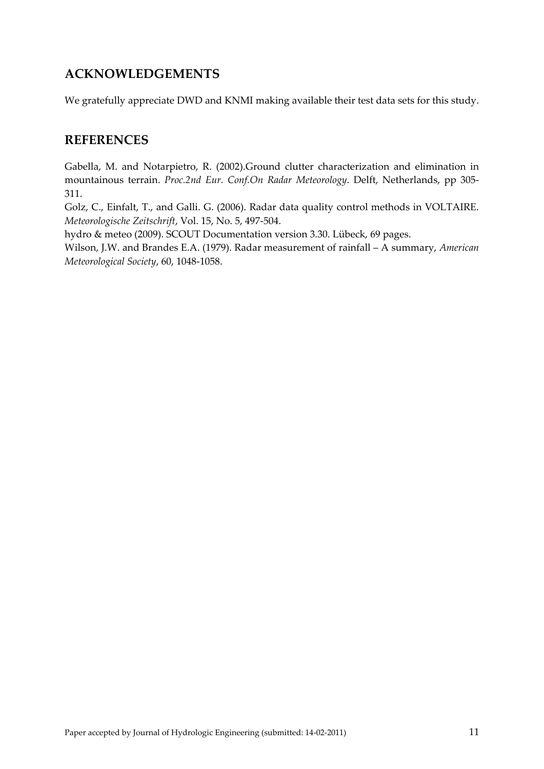## ACKNOWLEDGEMENTS

We gratefully appreciate DWD and KNMI making available their test data sets for this study.

## REFERENCES

Gabella, M. and Notarpietro, R. (2002).Ground clutter characterization and elimination in mountainous terrain. *Proc.2nd Eur. Conf.On Radar Meteorology*. Delft, Netherlands, pp 305-311.

Golz, C., Einfalt, T., and Galli. G. (2006). Radar data quality control methods in VOLTAIRE. *Meteorologische Zeitschrift*, Vol. 15, No. 5, 497-504.

hydro & meteo (2009). SCOUT Documentation version 3.30. Lübeck, 69 pages.

Wilson, J.W. and Brandes E.A. (1979). Radar measurement of rainfall – A summary, *American Meteorological Society*, 60, 1048-1058.